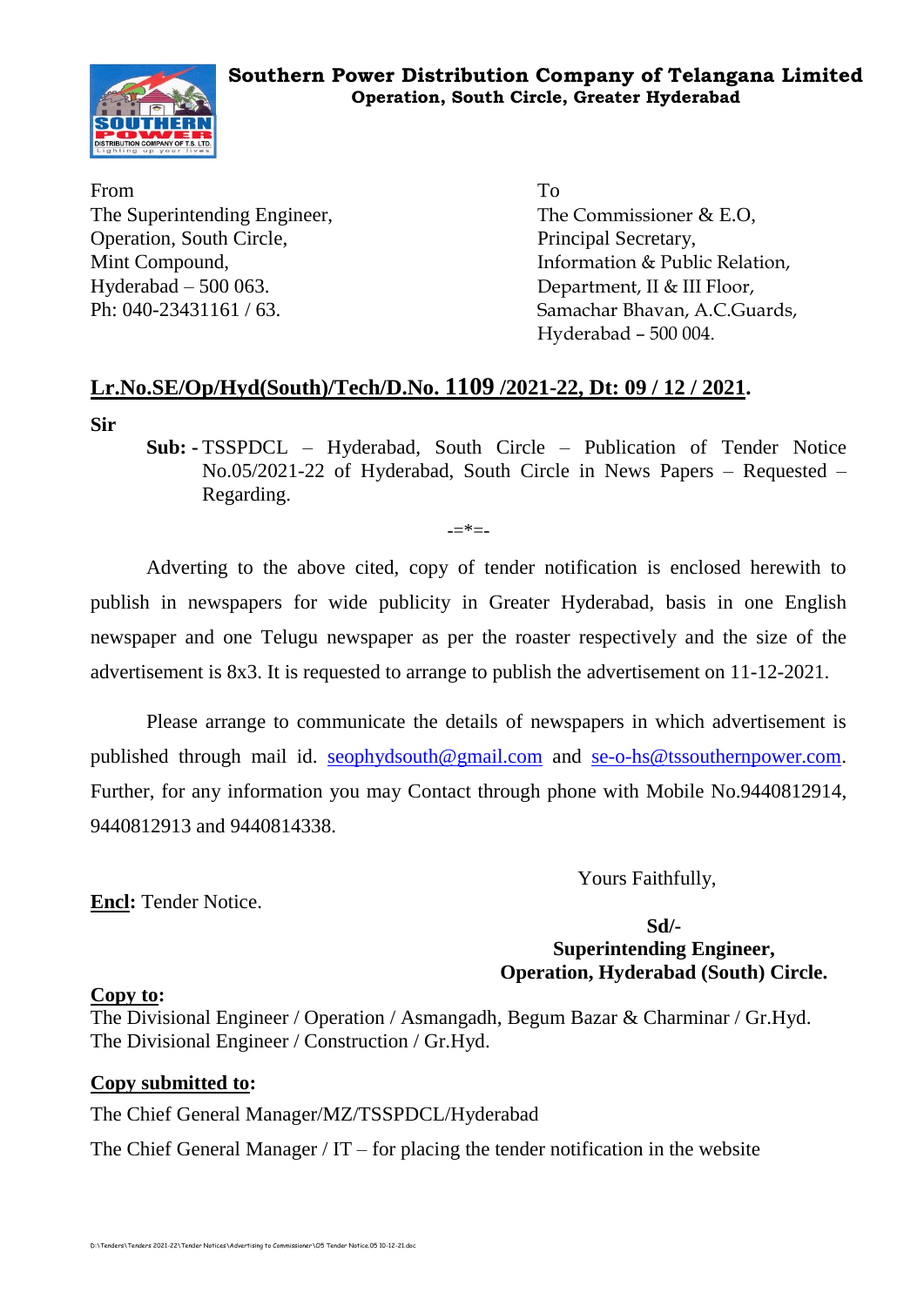**Southern Power Distribution Company of Telangana Limited**
**Operation, South Circle, Greater Hyderabad**

From
The Superintending Engineer,
Operation, South Circle,
Mint Compound,
Hyderabad – 500 063.
Ph: 040-23431161 / 63.

To
The Commissioner & E.O,
Principal Secretary,
Information & Public Relation,
Department, II & III Floor,
Samachar Bhavan, A.C.Guards,
Hyderabad – 500 004.

**Lr.No.SE/Op/Hyd(South)/Tech/D.No. 1109 /2021-22, Dt: 09 / 12 / 2021.**

**Sir**

**Sub: -** TSSPDCL – Hyderabad, South Circle – Publication of Tender Notice No.05/2021-22 of Hyderabad, South Circle in News Papers – Requested – Regarding.

-=*=-

Adverting to the above cited, copy of tender notification is enclosed herewith to publish in newspapers for wide publicity in Greater Hyderabad, basis in one English newspaper and one Telugu newspaper as per the roaster respectively and the size of the advertisement is 8x3. It is requested to arrange to publish the advertisement on 11-12-2021.

Please arrange to communicate the details of newspapers in which advertisement is published through mail id. seophydsouth@gmail.com and se-o-hs@tssouthernpower.com. Further, for any information you may Contact through phone with Mobile No.9440812914, 9440812913 and 9440814338.

Yours Faithfully,

**Encl:** Tender Notice.

**Sd/-**
**Superintending Engineer,**
**Operation, Hyderabad (South) Circle.**

**Copy to:**
The Divisional Engineer / Operation / Asmangadh, Begum Bazar & Charminar / Gr.Hyd.
The Divisional Engineer / Construction / Gr.Hyd.

**Copy submitted to:**

The Chief General Manager/MZ/TSSPDCL/Hyderabad

The Chief General Manager / IT – for placing the tender notification in the website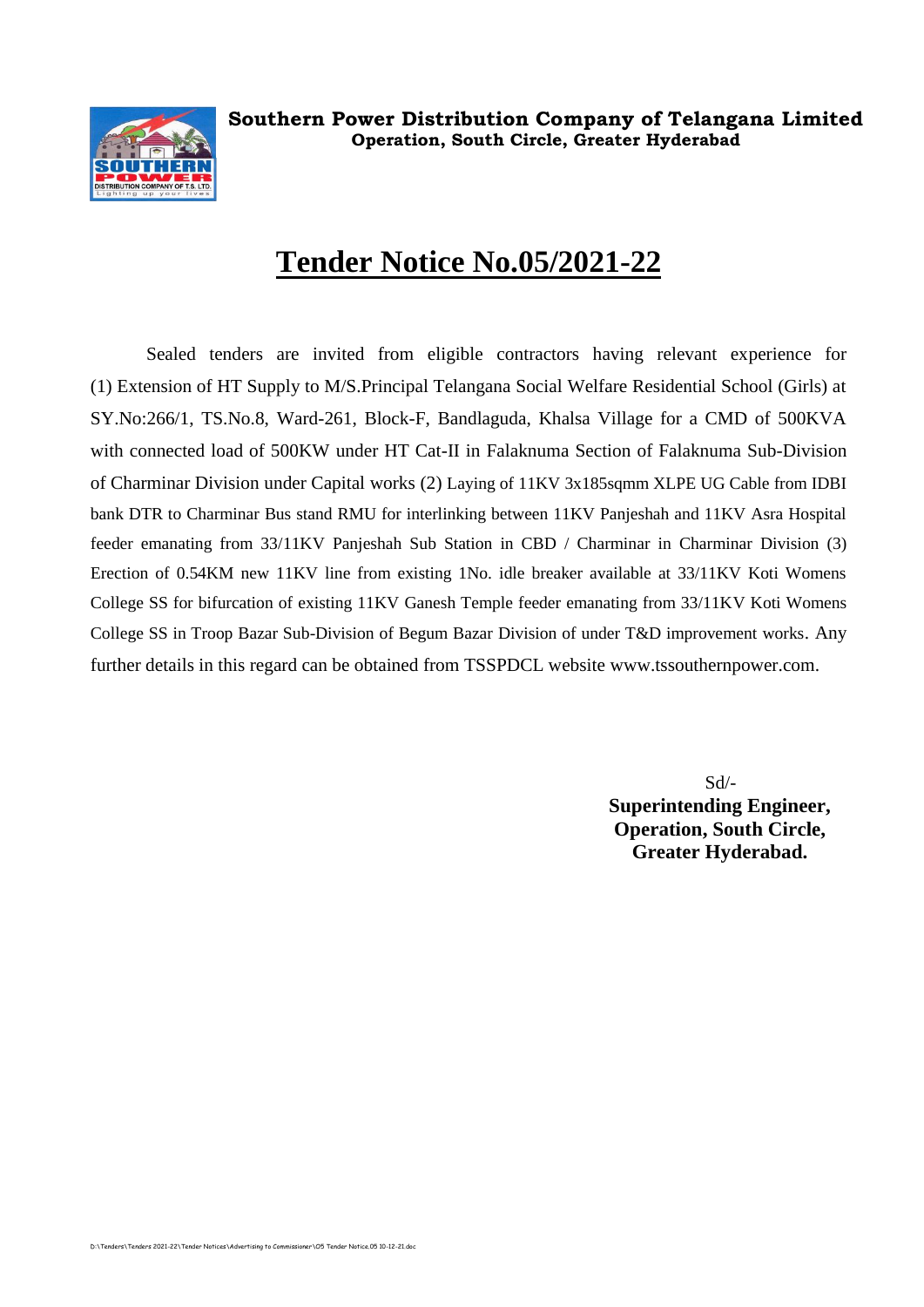**Southern Power Distribution Company of Telangana Limited**
**Operation, South Circle, Greater Hyderabad**

# Tender Notice No.05/2021-22

Sealed tenders are invited from eligible contractors having relevant experience for (1) Extension of HT Supply to M/S.Principal Telangana Social Welfare Residential School (Girls) at SY.No:266/1, TS.No.8, Ward-261, Block-F, Bandlaguda, Khalsa Village for a CMD of 500KVA with connected load of 500KW under HT Cat-II in Falaknuma Section of Falaknuma Sub-Division of Charminar Division under Capital works (2) Laying of 11KV 3x185sqmm XLPE UG Cable from IDBI bank DTR to Charminar Bus stand RMU for interlinking between 11KV Panjeshah and 11KV Asra Hospital feeder emanating from 33/11KV Panjeshah Sub Station in CBD / Charminar in Charminar Division (3) Erection of 0.54KM new 11KV line from existing 1No. idle breaker available at 33/11KV Koti Womens College SS for bifurcation of existing 11KV Ganesh Temple feeder emanating from 33/11KV Koti Womens College SS in Troop Bazar Sub-Division of Begum Bazar Division of under T&D improvement works. Any further details in this regard can be obtained from TSSPDCL website www.tssouthernpower.com.

Sd/-
**Superintending Engineer,**
**Operation, South Circle,**
**Greater Hyderabad.**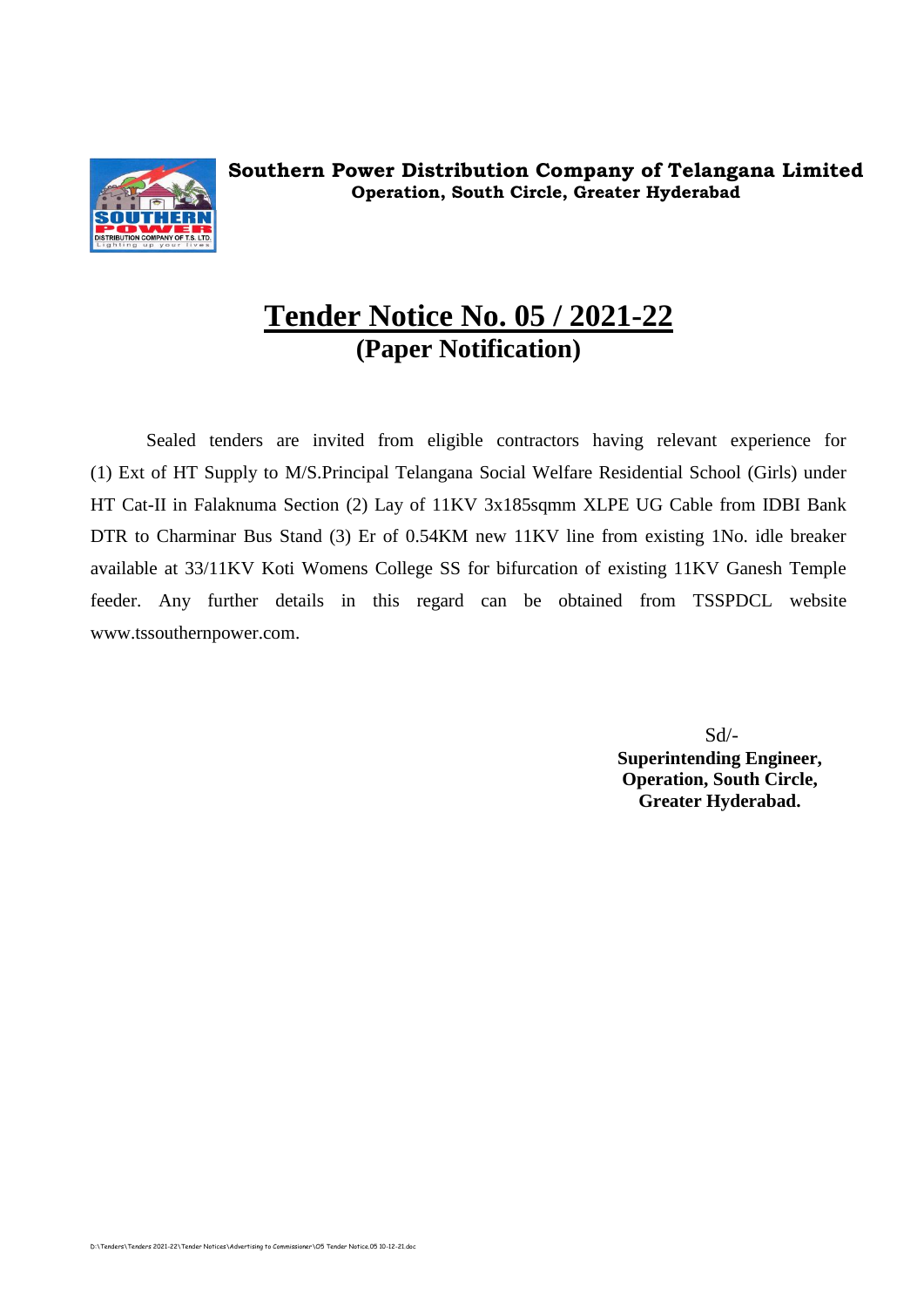**Southern Power Distribution Company of Telangana Limited**
**Operation, South Circle, Greater Hyderabad**

# Tender Notice No. 05 / 2021-22
## (Paper Notification)

Sealed tenders are invited from eligible contractors having relevant experience for (1) Ext of HT Supply to M/S.Principal Telangana Social Welfare Residential School (Girls) under HT Cat-II in Falaknuma Section (2) Lay of 11KV 3x185sqmm XLPE UG Cable from IDBI Bank DTR to Charminar Bus Stand (3) Er of 0.54KM new 11KV line from existing 1No. idle breaker available at 33/11KV Koti Womens College SS for bifurcation of existing 11KV Ganesh Temple feeder. Any further details in this regard can be obtained from TSSPDCL website www.tssouthernpower.com.

Sd/-
**Superintending Engineer,**
**Operation, South Circle,**
**Greater Hyderabad.**

D:\Tenders\Tenders 2021-22\Tender Notices\Advertising to Commissioner\05 Tender Notice.05 10-12-21.doc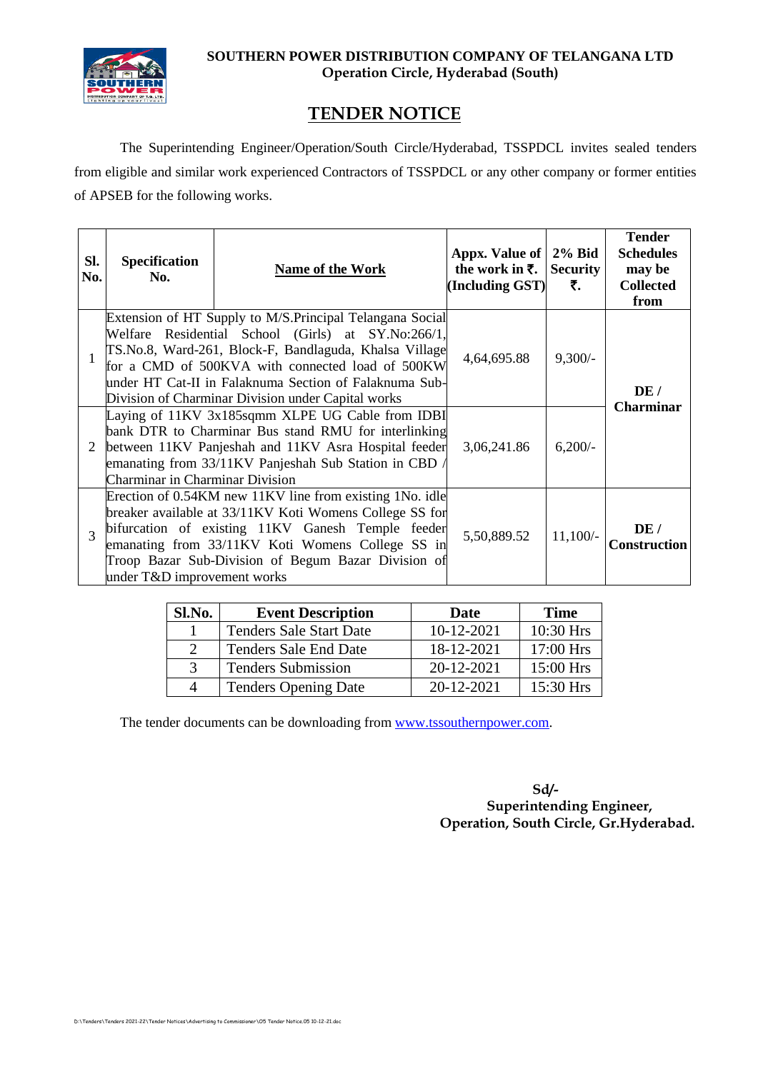**SOUTHERN POWER DISTRIBUTION COMPANY OF TELANGANA LTD**
**Operation Circle, Hyderabad (South)**

# TENDER NOTICE

The Superintending Engineer/Operation/South Circle/Hyderabad, TSSPDCL invites sealed tenders from eligible and similar work experienced Contractors of TSSPDCL or any other company or former entities of APSEB for the following works.

| Sl. No. | Specification No. | Name of the Work | Appx. Value of the work in ₹. (Including GST) | 2% Bid Security ₹. | Tender Schedules may be Collected from |
|---|---|---|---|---|---|
| 1 | | Extension of HT Supply to M/S.Principal Telangana Social Welfare Residential School (Girls) at SY.No:266/1, TS.No.8, Ward-261, Block-F, Bandlaguda, Khalsa Village for a CMD of 500KVA with connected load of 500KW under HT Cat-II in Falaknuma Section of Falaknuma Sub-Division of Charminar Division under Capital works | 4,64,695.88 | 9,300/- | DE / Charminar |
| 2 | | Laying of 11KV 3x185sqmm XLPE UG Cable from IDBI bank DTR to Charminar Bus stand RMU for interlinking between 11KV Panjeshah and 11KV Asra Hospital feeder emanating from 33/11KV Panjeshah Sub Station in CBD / Charminar in Charminar Division | 3,06,241.86 | 6,200/- | |
| 3 | | Erection of 0.54KM new 11KV line from existing 1No. idle breaker available at 33/11KV Koti Womens College SS for bifurcation of existing 11KV Ganesh Temple feeder emanating from 33/11KV Koti Womens College SS in Troop Bazar Sub-Division of Begum Bazar Division of under T&D improvement works | 5,50,889.52 | 11,100/- | DE / Construction |

| Sl.No. | Event Description | Date | Time |
|---|---|---|---|
| 1 | Tenders Sale Start Date | 10-12-2021 | 10:30 Hrs |
| 2 | Tenders Sale End Date | 18-12-2021 | 17:00 Hrs |
| 3 | Tenders Submission | 20-12-2021 | 15:00 Hrs |
| 4 | Tenders Opening Date | 20-12-2021 | 15:30 Hrs |

The tender documents can be downloading from www.tssouthernpower.com.

**Sd/-**
**Superintending Engineer,**
**Operation, South Circle, Gr.Hyderabad.**